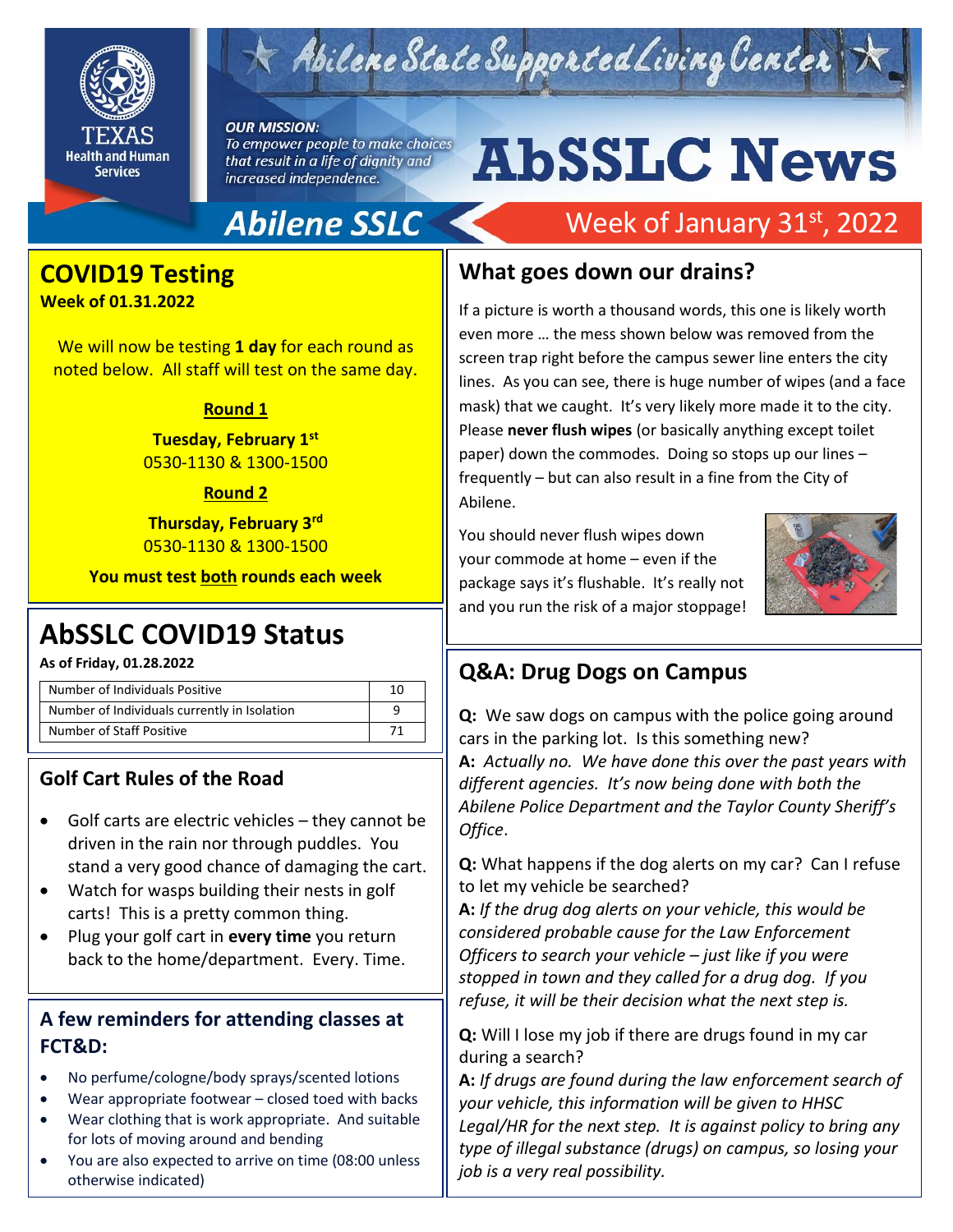# AbSSLC News

Abilene State Supported Living Center

**OUR MISSION:** *To empower people to make choices that result in a life of dignity and increased independence.*

Abilene SSLC — Week of January 31st, 2022

## COVID19 Testing

**Week of 01.31.2022**

We will now be testing **1 day** for each round as noted below. All staff will test on the same day.

**Round 1**

**Tuesday, February 1st**
0530-1130 & 1300-1500

**Round 2**

**Thursday, February 3rd**
0530-1130 & 1300-1500

**You must test both rounds each week**

## AbSSLC COVID19 Status

**As of Friday, 01.28.2022**

| | |
|---|---|
| Number of Individuals Positive | 10 |
| Number of Individuals currently in Isolation | 9 |
| Number of Staff Positive | 71 |

## Golf Cart Rules of the Road

- Golf carts are electric vehicles – they cannot be driven in the rain nor through puddles. You stand a very good chance of damaging the cart.
- Watch for wasps building their nests in golf carts! This is a pretty common thing.
- Plug your golf cart in **every time** you return back to the home/department. Every. Time.

## A few reminders for attending classes at FCT&D:

- No perfume/cologne/body sprays/scented lotions
- Wear appropriate footwear – closed toed with backs
- Wear clothing that is work appropriate. And suitable for lots of moving around and bending
- You are also expected to arrive on time (08:00 unless otherwise indicated)

## What goes down our drains?

If a picture is worth a thousand words, this one is likely worth even more … the mess shown below was removed from the screen trap right before the campus sewer line enters the city lines. As you can see, there is huge number of wipes (and a face mask) that we caught. It's very likely more made it to the city. Please **never flush wipes** (or basically anything except toilet paper) down the commodes. Doing so stops up our lines – frequently – but can also result in a fine from the City of Abilene.

You should never flush wipes down your commode at home – even if the package says it's flushable. It's really not and you run the risk of a major stoppage!

## Q&A: Drug Dogs on Campus

**Q:** We saw dogs on campus with the police going around cars in the parking lot. Is this something new?
**A:** *Actually no. We have done this over the past years with different agencies. It's now being done with both the Abilene Police Department and the Taylor County Sheriff's Office.*

**Q:** What happens if the dog alerts on my car? Can I refuse to let my vehicle be searched?
**A:** *If the drug dog alerts on your vehicle, this would be considered probable cause for the Law Enforcement Officers to search your vehicle – just like if you were stopped in town and they called for a drug dog. If you refuse, it will be their decision what the next step is.*

**Q:** Will I lose my job if there are drugs found in my car during a search?
**A:** *If drugs are found during the law enforcement search of your vehicle, this information will be given to HHSC Legal/HR for the next step. It is against policy to bring any type of illegal substance (drugs) on campus, so losing your job is a very real possibility.*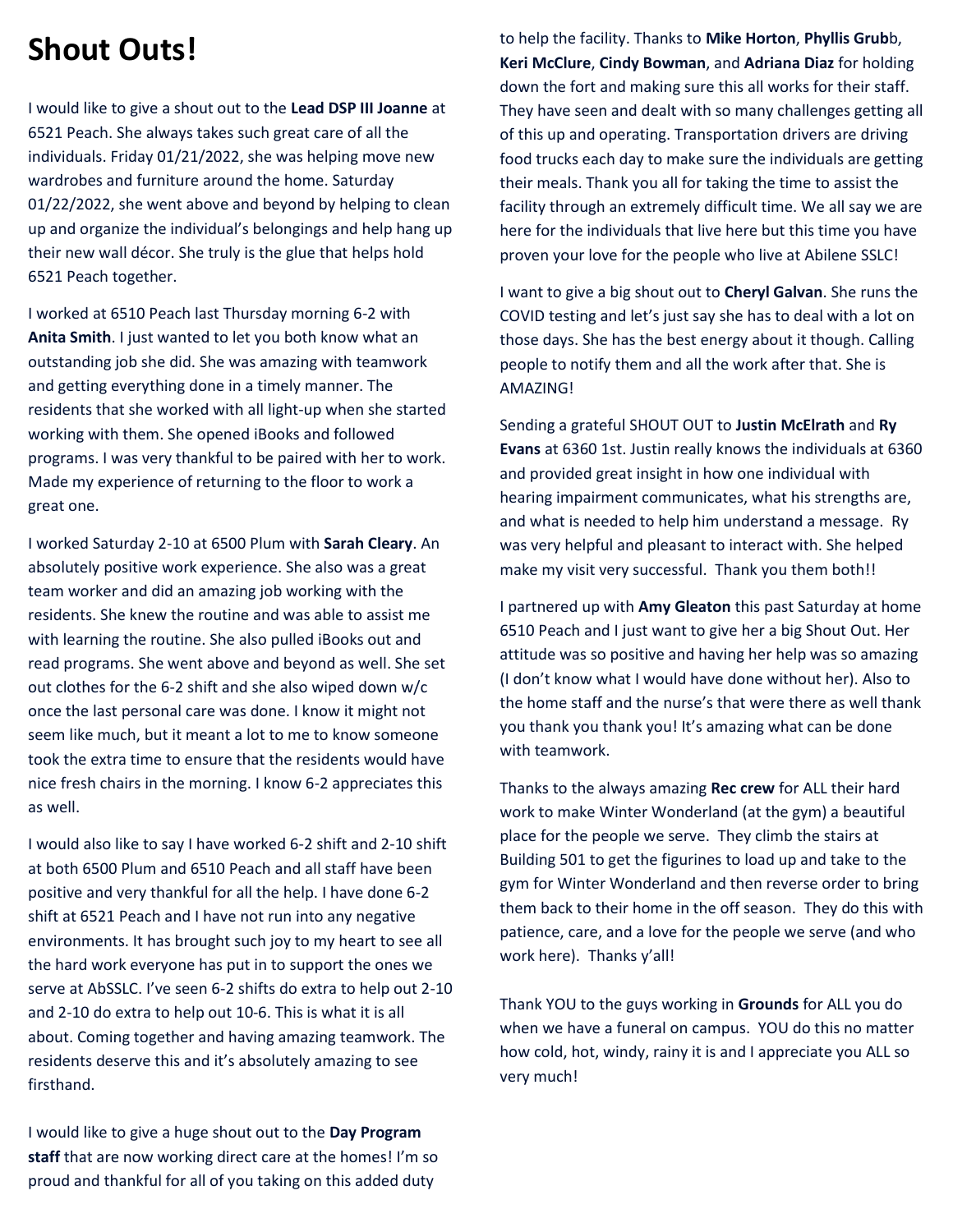# Shout Outs!

I would like to give a shout out to the **Lead DSP III Joanne** at 6521 Peach. She always takes such great care of all the individuals. Friday 01/21/2022, she was helping move new wardrobes and furniture around the home. Saturday 01/22/2022, she went above and beyond by helping to clean up and organize the individual's belongings and help hang up their new wall décor. She truly is the glue that helps hold 6521 Peach together.

I worked at 6510 Peach last Thursday morning 6-2 with **Anita Smith**. I just wanted to let you both know what an outstanding job she did. She was amazing with teamwork and getting everything done in a timely manner. The residents that she worked with all light-up when she started working with them. She opened iBooks and followed programs. I was very thankful to be paired with her to work. Made my experience of returning to the floor to work a great one.

I worked Saturday 2-10 at 6500 Plum with **Sarah Cleary**. An absolutely positive work experience. She also was a great team worker and did an amazing job working with the residents. She knew the routine and was able to assist me with learning the routine. She also pulled iBooks out and read programs. She went above and beyond as well. She set out clothes for the 6-2 shift and she also wiped down w/c once the last personal care was done. I know it might not seem like much, but it meant a lot to me to know someone took the extra time to ensure that the residents would have nice fresh chairs in the morning. I know 6-2 appreciates this as well.

I would also like to say I have worked 6-2 shift and 2-10 shift at both 6500 Plum and 6510 Peach and all staff have been positive and very thankful for all the help. I have done 6-2 shift at 6521 Peach and I have not run into any negative environments. It has brought such joy to my heart to see all the hard work everyone has put in to support the ones we serve at AbSSLC. I've seen 6-2 shifts do extra to help out 2-10 and 2-10 do extra to help out 10-6. This is what it is all about. Coming together and having amazing teamwork. The residents deserve this and it's absolutely amazing to see firsthand.

I would like to give a huge shout out to the **Day Program staff** that are now working direct care at the homes! I'm so proud and thankful for all of you taking on this added duty to help the facility. Thanks to **Mike Horton**, **Phyllis Grub**b, **Keri McClure**, **Cindy Bowman**, and **Adriana Diaz** for holding down the fort and making sure this all works for their staff. They have seen and dealt with so many challenges getting all of this up and operating. Transportation drivers are driving food trucks each day to make sure the individuals are getting their meals. Thank you all for taking the time to assist the facility through an extremely difficult time. We all say we are here for the individuals that live here but this time you have proven your love for the people who live at Abilene SSLC!

I want to give a big shout out to **Cheryl Galvan**. She runs the COVID testing and let's just say she has to deal with a lot on those days. She has the best energy about it though. Calling people to notify them and all the work after that. She is AMAZING!

Sending a grateful SHOUT OUT to **Justin McElrath** and **Ry Evans** at 6360 1st. Justin really knows the individuals at 6360 and provided great insight in how one individual with hearing impairment communicates, what his strengths are, and what is needed to help him understand a message. Ry was very helpful and pleasant to interact with. She helped make my visit very successful. Thank you them both!!

I partnered up with **Amy Gleaton** this past Saturday at home 6510 Peach and I just want to give her a big Shout Out. Her attitude was so positive and having her help was so amazing (I don't know what I would have done without her). Also to the home staff and the nurse's that were there as well thank you thank you thank you! It's amazing what can be done with teamwork.

Thanks to the always amazing **Rec crew** for ALL their hard work to make Winter Wonderland (at the gym) a beautiful place for the people we serve. They climb the stairs at Building 501 to get the figurines to load up and take to the gym for Winter Wonderland and then reverse order to bring them back to their home in the off season. They do this with patience, care, and a love for the people we serve (and who work here). Thanks y'all!

Thank YOU to the guys working in **Grounds** for ALL you do when we have a funeral on campus. YOU do this no matter how cold, hot, windy, rainy it is and I appreciate you ALL so very much!